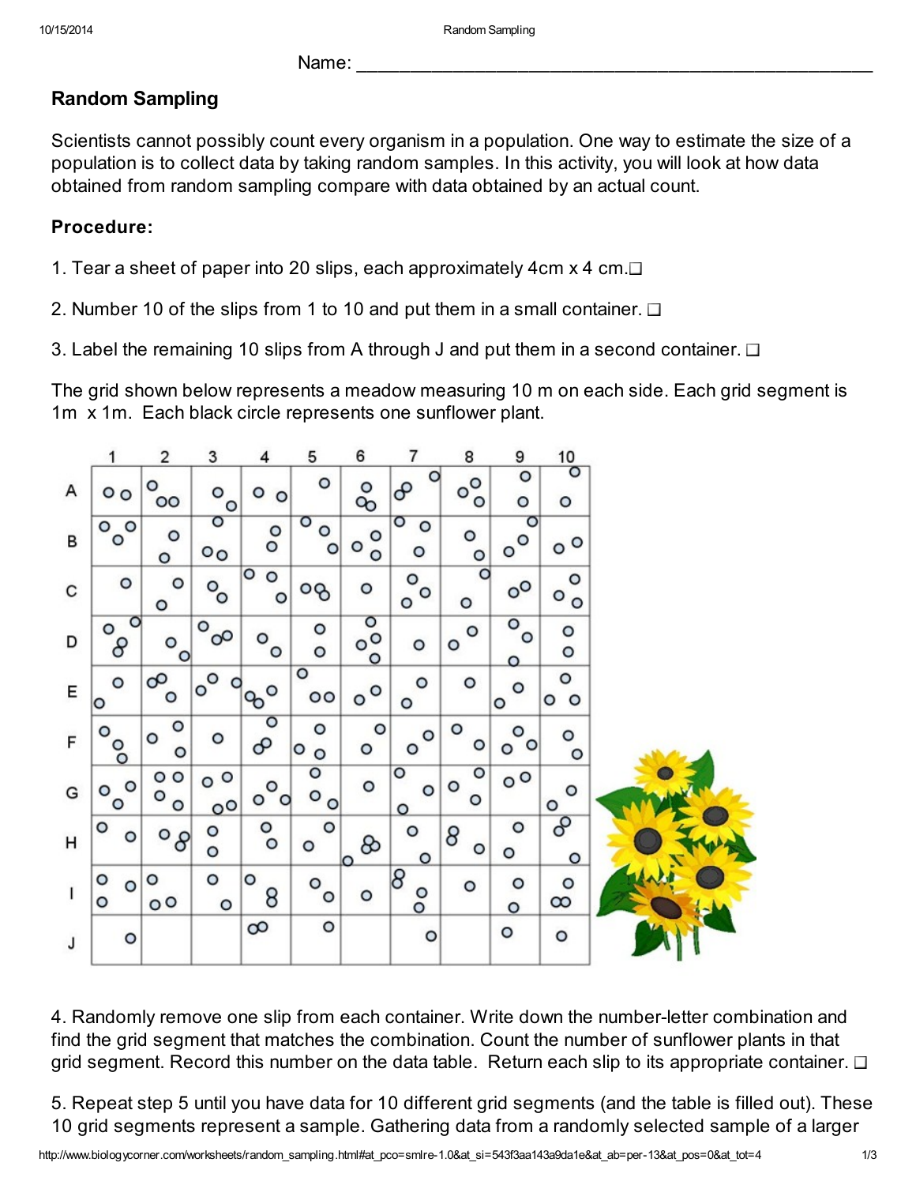Name: ___________________________________________________

## Random Sampling

Scientists cannot possibly count every organism in a population. One way to estimate the size of a population is to collect data by taking random samples. In this activity, you will look at how data obtained from random sampling compare with data obtained by an actual count.

**Procedure:**

1. Tear a sheet of paper into 20 slips, each approximately 4cm x 4 cm.❑

2. Number 10 of the slips from 1 to 10 and put them in a small container. ❑

3. Label the remaining 10 slips from A through J and put them in a second container. ❑

The grid shown below represents a meadow measuring 10 m on each side. Each grid segment is 1m x 1m. Each black circle represents one sunflower plant.

4. Randomly remove one slip from each container. Write down the number-letter combination and find the grid segment that matches the combination. Count the number of sunflower plants in that grid segment. Record this number on the data table. Return each slip to its appropriate container. ❑

5. Repeat step 5 until you have data for 10 different grid segments (and the table is filled out). These 10 grid segments represent a sample. Gathering data from a randomly selected sample of a larger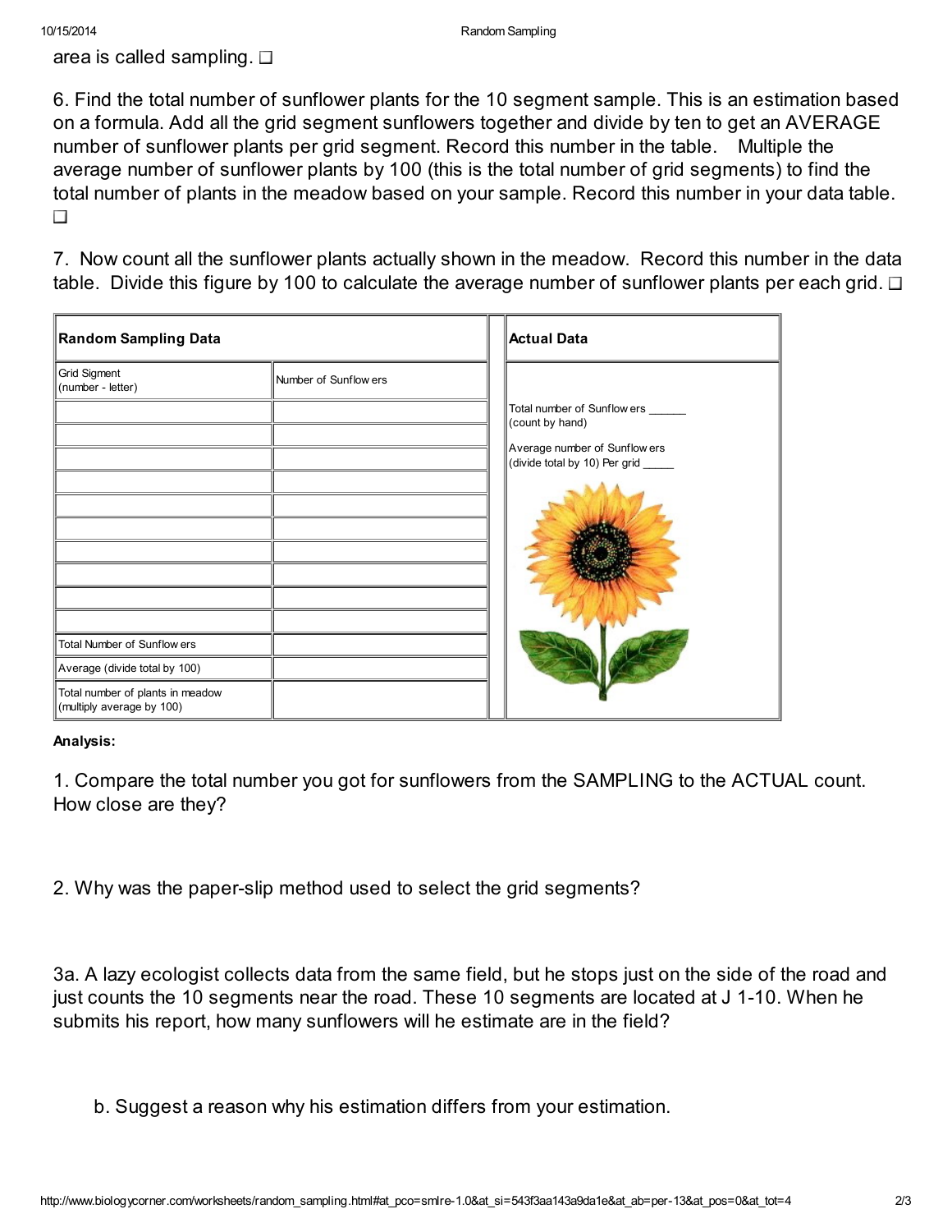area is called sampling. ❑

6. Find the total number of sunflower plants for the 10 segment sample. This is an estimation based on a formula. Add all the grid segment sunflowers together and divide by ten to get an AVERAGE number of sunflower plants per grid segment. Record this number in the table. Multiple the average number of sunflower plants by 100 (this is the total number of grid segments) to find the total number of plants in the meadow based on your sample. Record this number in your data table. ❑

7. Now count all the sunflower plants actually shown in the meadow. Record this number in the data table. Divide this figure by 100 to calculate the average number of sunflower plants per each grid. ❑

| Random Sampling Data | | Actual Data |
|---|---|---|
| Grid Sigment (number - letter) | Number of Sunflowers | Total number of Sunflowers ______ (count by hand) Average number of Sunflowers (divide total by 10) Per grid _____ |
| | | |
| | | |
| | | |
| | | |
| | | |
| | | |
| | | |
| | | |
| | | |
| | | |
| Total Number of Sunflowers | | |
| Average (divide total by 100) | | |
| Total number of plants in meadow (multiply average by 100) | | |

**Analysis:**

1. Compare the total number you got for sunflowers from the SAMPLING to the ACTUAL count. How close are they?

2. Why was the paper-slip method used to select the grid segments?

3a. A lazy ecologist collects data from the same field, but he stops just on the side of the road and just counts the 10 segments near the road. These 10 segments are located at J 1-10. When he submits his report, how many sunflowers will he estimate are in the field?

b. Suggest a reason why his estimation differs from your estimation.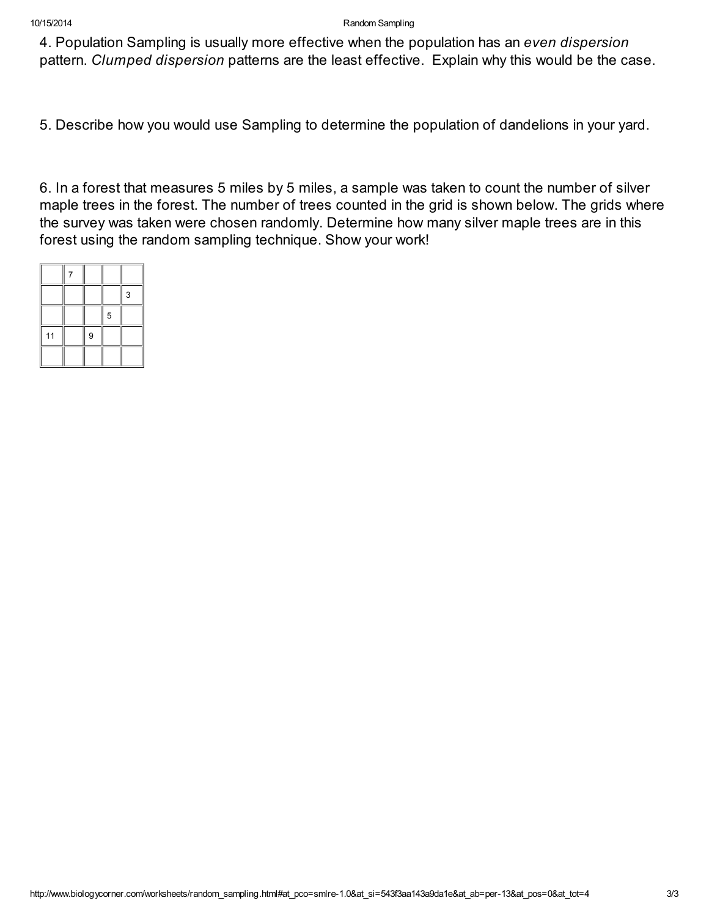4. Population Sampling is usually more effective when the population has an *even dispersion* pattern. *Clumped dispersion* patterns are the least effective. Explain why this would be the case.

5. Describe how you would use Sampling to determine the population of dandelions in your yard.

6. In a forest that measures 5 miles by 5 miles, a sample was taken to count the number of silver maple trees in the forest. The number of trees counted in the grid is shown below. The grids where the survey was taken were chosen randomly. Determine how many silver maple trees are in this forest using the random sampling technique. Show your work!

| | | | | |
|---|---|---|---|---|
| | 7 | | | |
| | | | | 3 |
| | | | 5 | |
| 11 | | 9 | | |
| | | | | |